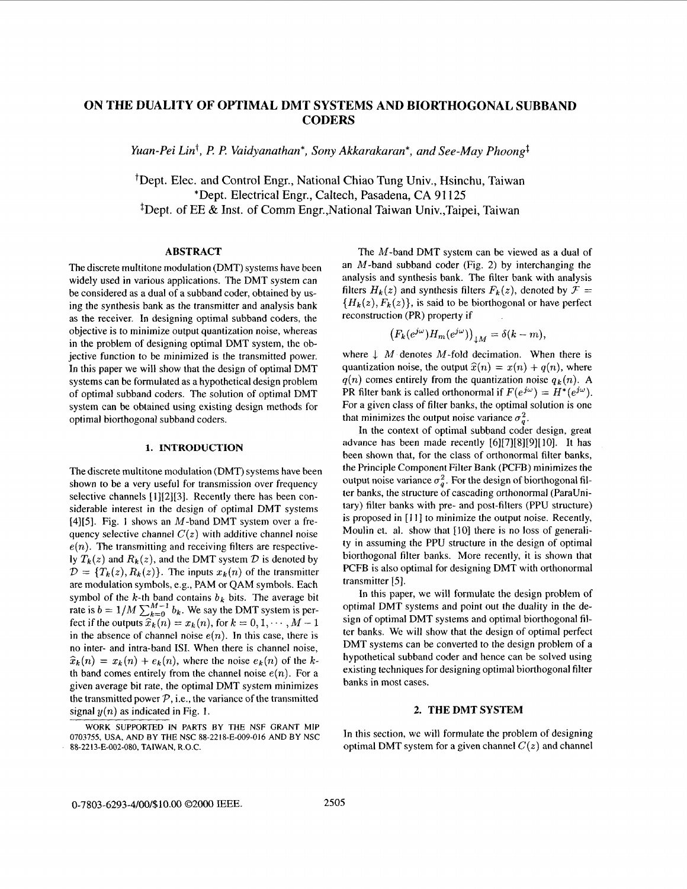# ON THE DUALITY OF OPTIMAL DMT SYSTEMS AND BIORTHOGONAL SUBBAND CODERS

*Yuan-Pei Lin*[†], *P. P. Vaidyanathan*[*], *Sony Akkarakaran*[*], *and See-May Phoong*[‡]

[†]Dept. Elec. and Control Engr., National Chiao Tung Univ., Hsinchu, Taiwan
[*]Dept. Electrical Engr., Caltech, Pasadena, CA 91125
[‡]Dept. of EE & Inst. of Comm Engr.,National Taiwan Univ.,Taipei, Taiwan

## ABSTRACT

The discrete multitone modulation (DMT) systems have been widely used in various applications. The DMT system can be considered as a dual of a subband coder, obtained by using the synthesis bank as the transmitter and analysis bank as the receiver. In designing optimal subband coders, the objective is to minimize output quantization noise, whereas in the problem of designing optimal DMT system, the objective function to be minimized is the transmitted power. In this paper we will show that the design of optimal DMT systems can be formulated as a hypothetical design problem of optimal subband coders. The solution of optimal DMT system can be obtained using existing design methods for optimal biorthogonal subband coders.

## 1. INTRODUCTION

The discrete multitone modulation (DMT) systems have been shown to be a very useful for transmission over frequency selective channels [1][2][3]. Recently there has been considerable interest in the design of optimal DMT systems [4][5]. Fig. 1 shows an $M$-band DMT system over a frequency selective channel $C(z)$ with additive channel noise $e(n)$. The transmitting and receiving filters are respectively $T_k(z)$ and $R_k(z)$, and the DMT system $\mathcal{D}$ is denoted by $\mathcal{D} = \{T_k(z), R_k(z)\}$. The inputs $x_k(n)$ of the transmitter are modulation symbols, e.g., PAM or QAM symbols. Each symbol of the $k$-th band contains $b_k$ bits. The average bit rate is $b = 1/M \sum_{k=0}^{M-1} b_k$. We say the DMT system is perfect if the outputs $\widehat{x}_k(n) = x_k(n)$, for $k = 0, 1, \cdots, M-1$ in the absence of channel noise $e(n)$. In this case, there is no inter- and intra-band ISI. When there is channel noise, $\widehat{x}_k(n) = x_k(n) + e_k(n)$, where the noise $e_k(n)$ of the $k$-th band comes entirely from the channel noise $e(n)$. For a given average bit rate, the optimal DMT system minimizes the transmitted power $\mathcal{P}$, i.e., the variance of the transmitted signal $y(n)$ as indicated in Fig. 1.

WORK SUPPORTED IN PARTS BY THE NSF GRANT MIP 0703755, USA, AND BY THE NSC 88-2218-E-009-016 AND BY NSC 88-2213-E-002-080, TAIWAN, R.O.C.

The $M$-band DMT system can be viewed as a dual of an $M$-band subband coder (Fig. 2) by interchanging the analysis and synthesis bank. The filter bank with analysis filters $H_k(z)$ and synthesis filters $F_k(z)$, denoted by $\mathcal{F} = \{H_k(z), F_k(z)\}$, is said to be biorthogonal or have perfect reconstruction (PR) property if

$$\left(F_k(e^{j\omega})H_m(e^{j\omega})\right)_{\downarrow M} = \delta(k-m),$$

where $\downarrow M$ denotes $M$-fold decimation. When there is quantization noise, the output $\widehat{x}(n) = x(n) + q(n)$, where $q(n)$ comes entirely from the quantization noise $q_k(n)$. A PR filter bank is called orthonormal if $F(e^{j\omega}) = H^*(e^{j\omega})$. For a given class of filter banks, the optimal solution is one that minimizes the output noise variance $\sigma_q^2$.

In the context of optimal subband coder design, great advance has been made recently [6][7][8][9][10]. It has been shown that, for the class of orthonormal filter banks, the Principle Component Filter Bank (PCFB) minimizes the output noise variance $\sigma_q^2$. For the design of biorthogonal filter banks, the structure of cascading orthonormal (ParaUnitary) filter banks with pre- and post-filters (PPU structure) is proposed in [11] to minimize the output noise. Recently, Moulin et. al. show that [10] there is no loss of generality in assuming the PPU structure in the design of optimal biorthogonal filter banks. More recently, it is shown that PCFB is also optimal for designing DMT with orthonormal transmitter [5].

In this paper, we will formulate the design problem of optimal DMT systems and point out the duality in the design of optimal DMT systems and optimal biorthogonal filter banks. We will show that the design of optimal perfect DMT systems can be converted to the design problem of a hypothetical subband coder and hence can be solved using existing techniques for designing optimal biorthogonal filter banks in most cases.

## 2. THE DMT SYSTEM

In this section, we will formulate the problem of designing optimal DMT system for a given channel $C(z)$ and channel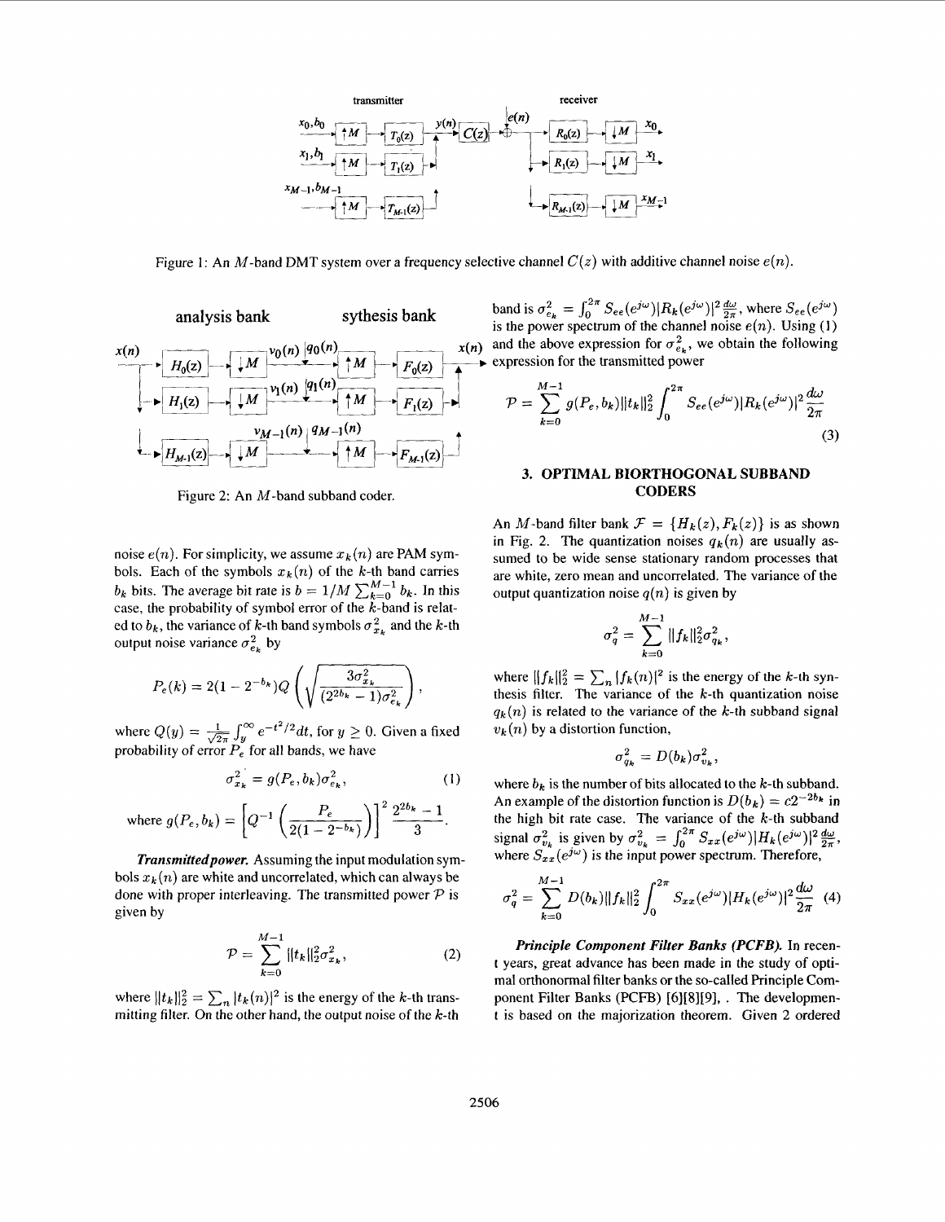Figure 1: An $M$-band DMT system over a frequency selective channel $C(z)$ with additive channel noise $e(n)$.

Figure 2: An $M$-band subband coder.

noise $e(n)$. For simplicity, we assume $x_k(n)$ are PAM symbols. Each of the symbols $x_k(n)$ of the $k$-th band carries $b_k$ bits. The average bit rate is $b = 1/M \sum_{k=0}^{M-1} b_k$. In this case, the probability of symbol error of the $k$-band is related to $b_k$, the variance of $k$-th band symbols $\sigma_{x_k}^2$ and the $k$-th output noise variance $\sigma_{e_k}^2$ by

$$P_e(k) = 2(1 - 2^{-b_k}) Q\left(\sqrt{\frac{3\sigma_{x_k}^2}{(2^{2b_k} - 1)\sigma_{e_k}^2}}\right),$$

where $Q(y) = \frac{1}{\sqrt{2\pi}} \int_y^\infty e^{-t^2/2} dt$, for $y \geq 0$. Given a fixed probability of error $P_e$ for all bands, we have

$$\sigma_{x_k}^2 = g(P_e, b_k)\sigma_{e_k}^2, \tag{1}$$

$$\text{where } g(P_e, b_k) = \left[Q^{-1}\left(\frac{P_e}{2(1 - 2^{-b_k})}\right)\right]^2 \frac{2^{2b_k} - 1}{3}.$$

***Transmitted power.*** Assuming the input modulation symbols $x_k(n)$ are white and uncorrelated, which can always be done with proper interleaving. The transmitted power $\mathcal{P}$ is given by

$$\mathcal{P} = \sum_{k=0}^{M-1} \|t_k\|_2^2 \sigma_{x_k}^2, \tag{2}$$

where $\|t_k\|_2^2 = \sum_n |t_k(n)|^2$ is the energy of the $k$-th transmitting filter. On the other hand, the output noise of the $k$-th band is $\sigma_{e_k}^2 = \int_0^{2\pi} S_{ee}(e^{j\omega})|R_k(e^{j\omega})|^2 \frac{d\omega}{2\pi}$, where $S_{ee}(e^{j\omega})$ is the power spectrum of the channel noise $e(n)$. Using (1) and the above expression for $\sigma_{e_k}^2$, we obtain the following expression for the transmitted power

$$\mathcal{P} = \sum_{k=0}^{M-1} g(P_e, b_k)\|t_k\|_2^2 \int_0^{2\pi} S_{ee}(e^{j\omega})|R_k(e^{j\omega})|^2 \frac{d\omega}{2\pi} \tag{3}$$

## 3. OPTIMAL BIORTHOGONAL SUBBAND CODERS

An $M$-band filter bank $\mathcal{F} = \{H_k(z), F_k(z)\}$ is as shown in Fig. 2. The quantization noises $q_k(n)$ are usually assumed to be wide sense stationary random processes that are white, zero mean and uncorrelated. The variance of the output quantization noise $q(n)$ is given by

$$\sigma_q^2 = \sum_{k=0}^{M-1} \|f_k\|_2^2 \sigma_{q_k}^2,$$

where $\|f_k\|_2^2 = \sum_n |f_k(n)|^2$ is the energy of the $k$-th synthesis filter. The variance of the $k$-th quantization noise $q_k(n)$ is related to the variance of the $k$-th subband signal $v_k(n)$ by a distortion function,

$$\sigma_{q_k}^2 = D(b_k)\sigma_{v_k}^2,$$

where $b_k$ is the number of bits allocated to the $k$-th subband. An example of the distortion function is $D(b_k) = c2^{-2b_k}$ in the high bit rate case. The variance of the $k$-th subband signal $\sigma_{v_k}^2$ is given by $\sigma_{v_k}^2 = \int_0^{2\pi} S_{xx}(e^{j\omega})|H_k(e^{j\omega})|^2 \frac{d\omega}{2\pi}$, where $S_{xx}(e^{j\omega})$ is the input power spectrum. Therefore,

$$\sigma_q^2 = \sum_{k=0}^{M-1} D(b_k)\|f_k\|_2^2 \int_0^{2\pi} S_{xx}(e^{j\omega})|H_k(e^{j\omega})|^2 \frac{d\omega}{2\pi} \tag{4}$$

***Principle Component Filter Banks (PCFB).*** In recent years, great advance has been made in the study of optimal orthonormal filter banks or the so-called Principle Component Filter Banks (PCFB) [6][8][9], . The development is based on the majorization theorem. Given 2 ordered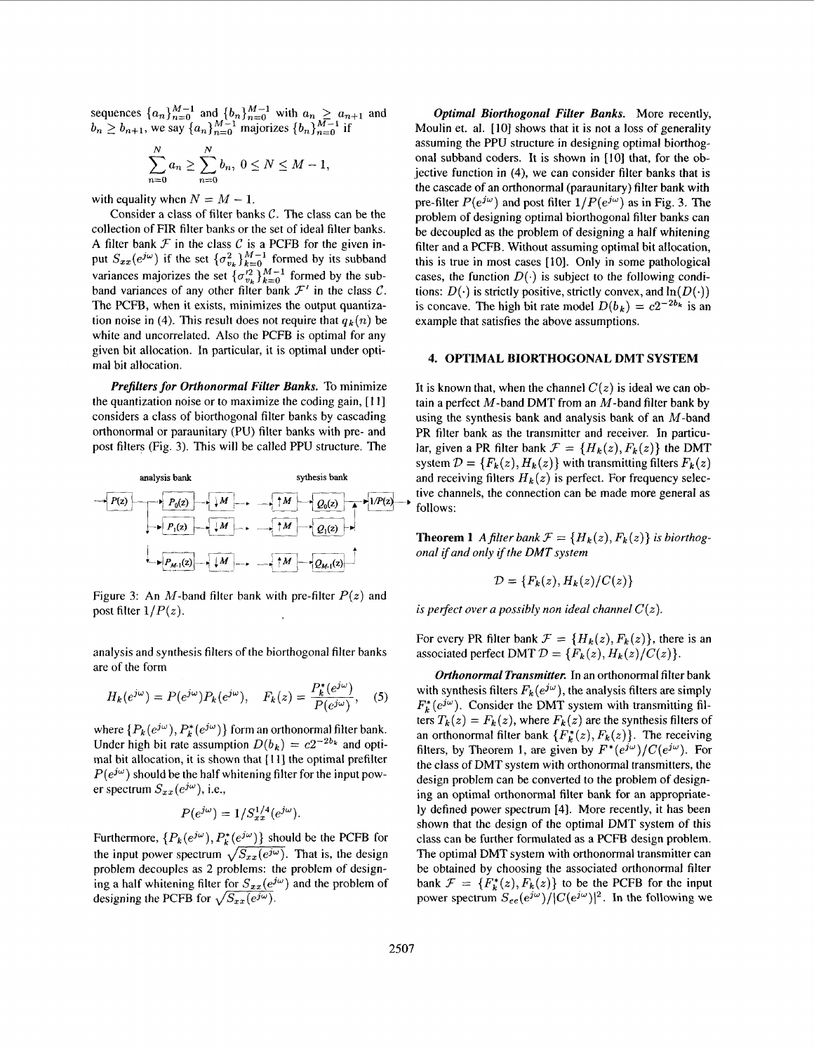sequences $\{a_n\}_{n=0}^{M-1}$ and $\{b_n\}_{n=0}^{M-1}$ with $a_n \geq a_{n+1}$ and $b_n \geq b_{n+1}$, we say $\{a_n\}_{n=0}^{M-1}$ majorizes $\{b_n\}_{n=0}^{M-1}$ if

$$\sum_{n=0}^{N} a_n \geq \sum_{n=0}^{N} b_n, \; 0 \leq N \leq M-1,$$

with equality when $N = M-1$.

Consider a class of filter banks $\mathcal{C}$. The class can be the collection of FIR filter banks or the set of ideal filter banks. A filter bank $\mathcal{F}$ in the class $\mathcal{C}$ is a PCFB for the given input $S_{xx}(e^{j\omega})$ if the set $\{\sigma_{v_k}^2\}_{k=0}^{M-1}$ formed by its subband variances majorizes the set $\{\sigma_{v_k}'^2\}_{k=0}^{M-1}$ formed by the subband variances of any other filter bank $\mathcal{F}'$ in the class $\mathcal{C}$. The PCFB, when it exists, minimizes the output quantization noise in (4). This result does not require that $q_k(n)$ be white and uncorrelated. Also the PCFB is optimal for any given bit allocation. In particular, it is optimal under optimal bit allocation.

***Prefilters for Orthonormal Filter Banks.*** To minimize the quantization noise or to maximize the coding gain, [11] considers a class of biorthogonal filter banks by cascading orthonormal or paraunitary (PU) filter banks with pre- and post filters (Fig. 3). This will be called PPU structure. The

Figure 3: An $M$-band filter bank with pre-filter $P(z)$ and post filter $1/P(z)$.

analysis and synthesis filters of the biorthogonal filter banks are of the form

$$H_k(e^{j\omega}) = P(e^{j\omega})P_k(e^{j\omega}), \quad F_k(z) = \frac{P_k^*(e^{j\omega})}{P(e^{j\omega})}, \quad (5)$$

where $\{P_k(e^{j\omega}), P_k^*(e^{j\omega})\}$ form an orthonormal filter bank. Under high bit rate assumption $D(b_k) = c2^{-2b_k}$ and optimal bit allocation, it is shown that [11] the optimal prefilter $P(e^{j\omega})$ should be the half whitening filter for the input power spectrum $S_{xx}(e^{j\omega})$, i.e.,

$$P(e^{j\omega}) = 1/S_{xx}^{1/4}(e^{j\omega}).$$

Furthermore, $\{P_k(e^{j\omega}), P_k^*(e^{j\omega})\}$ should be the PCFB for the input power spectrum $\sqrt{S_{xx}(e^{j\omega})}$. That is, the design problem decouples as 2 problems: the problem of designing a half whitening filter for $S_{xx}(e^{j\omega})$ and the problem of designing the PCFB for $\sqrt{S_{xx}(e^{j\omega})}$.

***Optimal Biorthogonal Filter Banks.*** More recently, Moulin et. al. [10] shows that it is not a loss of generality assuming the PPU structure in designing optimal biorthogonal subband coders. It is shown in [10] that, for the objective function in (4), we can consider filter banks that is the cascade of an orthonormal (paraunitary) filter bank with pre-filter $P(e^{j\omega})$ and post filter $1/P(e^{j\omega})$ as in Fig. 3. The problem of designing optimal biorthogonal filter banks can be decoupled as the problem of designing a half whitening filter and a PCFB. Without assuming optimal bit allocation, this is true in most cases [10]. Only in some pathological cases, the function $D(\cdot)$ is subject to the following conditions: $D(\cdot)$ is strictly positive, strictly convex, and $\ln(D(\cdot))$ is concave. The high bit rate model $D(b_k) = c2^{-2b_k}$ is an example that satisfies the above assumptions.

## 4. OPTIMAL BIORTHOGONAL DMT SYSTEM

It is known that, when the channel $C(z)$ is ideal we can obtain a perfect $M$-band DMT from an $M$-band filter bank by using the synthesis bank and analysis bank of an $M$-band PR filter bank as the transmitter and receiver. In particular, given a PR filter bank $\mathcal{F} = \{H_k(z), F_k(z)\}$ the DMT system $\mathcal{D} = \{F_k(z), H_k(z)\}$ with transmitting filters $F_k(z)$ and receiving filters $H_k(z)$ is perfect. For frequency selective channels, the connection can be made more general as follows:

**Theorem 1** *A filter bank $\mathcal{F} = \{H_k(z), F_k(z)\}$ is biorthogonal if and only if the DMT system*

$$\mathcal{D} = \{F_k(z), H_k(z)/C(z)\}$$

*is perfect over a possibly non ideal channel $C(z)$.*

For every PR filter bank $\mathcal{F} = \{H_k(z), F_k(z)\}$, there is an associated perfect DMT $\mathcal{D} = \{F_k(z), H_k(z)/C(z)\}$.

***Orthonormal Transmitter.*** In an orthonormal filter bank with synthesis filters $F_k(e^{j\omega})$, the analysis filters are simply $F_k^*(e^{j\omega})$. Consider the DMT system with transmitting filters $T_k(z) = F_k(z)$, where $F_k(z)$ are the synthesis filters of an orthonormal filter bank $\{F_k^*(z), F_k(z)\}$. The receiving filters, by Theorem 1, are given by $F^*(e^{j\omega})/C(e^{j\omega})$. For the class of DMT system with orthonormal transmitters, the design problem can be converted to the problem of designing an optimal orthonormal filter bank for an appropriately defined power spectrum [4]. More recently, it has been shown that the design of the optimal DMT system of this class can be further formulated as a PCFB design problem. The optimal DMT system with orthonormal transmitter can be obtained by choosing the associated orthonormal filter bank $\mathcal{F} = \{F_k^*(z), F_k(z)\}$ to be the PCFB for the input power spectrum $S_{ee}(e^{j\omega})/|C(e^{j\omega})|^2$. In the following we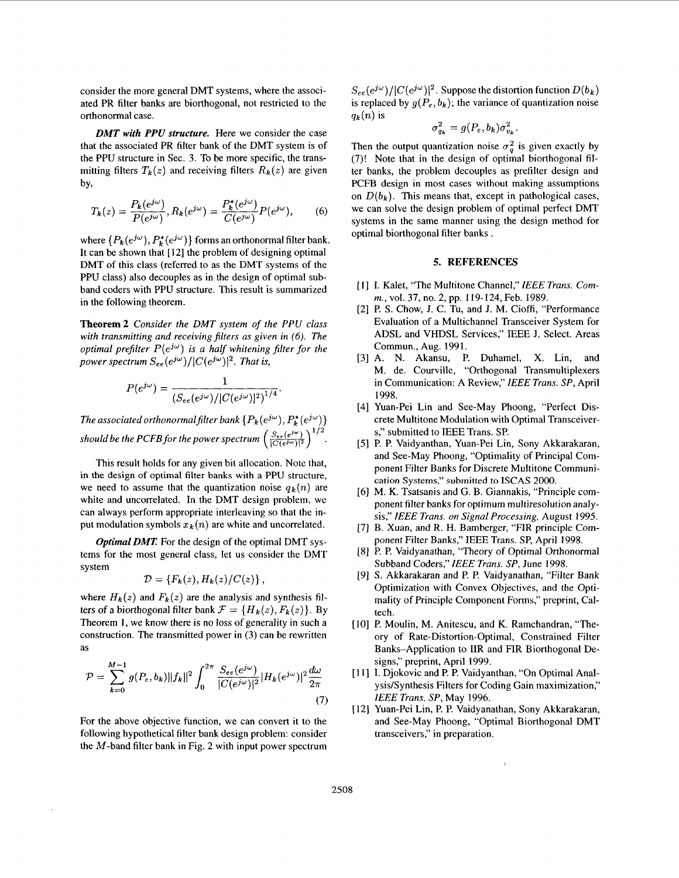consider the more general DMT systems, where the associated PR filter banks are biorthogonal, not restricted to the orthonormal case.

***DMT with PPU structure.*** Here we consider the case that the associated PR filter bank of the DMT system is of the PPU structure in Sec. 3. To be more specific, the transmitting filters $T_k(z)$ and receiving filters $R_k(z)$ are given by,

$$T_k(z) = \frac{P_k(e^{j\omega})}{P(e^{j\omega})}, R_k(e^{j\omega}) = \frac{P_k^*(e^{j\omega})}{C(e^{j\omega})}P(e^{j\omega}), \quad (6)$$

where $\{P_k(e^{j\omega}), P_k^*(e^{j\omega})\}$ forms an orthonormal filter bank. It can be shown that [12] the problem of designing optimal DMT of this class (referred to as the DMT systems of the PPU class) also decouples as in the design of optimal subband coders with PPU structure. This result is summarized in the following theorem.

**Theorem 2** *Consider the DMT system of the PPU class with transmitting and receiving filters as given in (6). The optimal prefilter $P(e^{j\omega})$ is a half whitening filter for the power spectrum $S_{ee}(e^{j\omega})/|C(e^{j\omega})|^2$. That is,*

$$P(e^{j\omega}) = \frac{1}{(S_{ee}(e^{j\omega})/|C(e^{j\omega})|^2)^{1/4}}.$$

*The associated orthonormal filter bank $\{P_k(e^{j\omega}), P_k^*(e^{j\omega})\}$ should be the PCFB for the power spectrum $\left(\frac{S_{ee}(e^{j\omega})}{|C(e^{j\omega})|^2}\right)^{1/2}$.*

This result holds for any given bit allocation. Note that, in the design of optimal filter banks with a PPU structure, we need to assume that the quantization noise $q_k(n)$ are white and uncorrelated. In the DMT design problem, we can always perform appropriate interleaving so that the input modulation symbols $x_k(n)$ are white and uncorrelated.

***Optimal DMT.*** For the design of the optimal DMT systems for the most general class, let us consider the DMT system

$$\mathcal{D} = \{F_k(z), H_k(z)/C(z)\},$$

where $H_k(z)$ and $F_k(z)$ are the analysis and synthesis filters of a biorthogonal filter bank $\mathcal{F} = \{H_k(z), F_k(z)\}$. By Theorem 1, we know there is no loss of generality in such a construction. The transmitted power in (3) can be rewritten as

$$\mathcal{P} = \sum_{k=0}^{M-1} g(P_e, b_k)\|f_k\|^2 \int_0^{2\pi} \frac{S_{ee}(e^{j\omega})}{|C(e^{j\omega})|^2}|H_k(e^{j\omega})|^2 \frac{d\omega}{2\pi} \quad (7)$$

For the above objective function, we can convert it to the following hypothetical filter bank design problem: consider the $M$-band filter bank in Fig. 2 with input power spectrum $S_{ee}(e^{j\omega})/|C(e^{j\omega})|^2$. Suppose the distortion function $D(b_k)$ is replaced by $g(P_e, b_k)$; the variance of quantization noise $q_k(n)$ is

$$\sigma_{q_k}^2 = g(P_e, b_k)\sigma_{v_k}^2.$$

Then the output quantization noise $\sigma_q^2$ is given exactly by (7)! Note that in the design of optimal biorthogonal filter banks, the problem decouples as prefilter design and PCFB design in most cases without making assumptions on $D(b_k)$. This means that, except in pathological cases, we can solve the design problem of optimal perfect DMT systems in the same manner using the design method for optimal biorthogonal filter banks .

## 5. REFERENCES

[1] I. Kalet, "The Multitone Channel," *IEEE Trans. Comm.*, vol. 37, no. 2, pp. 119-124, Feb. 1989.

[2] P. S. Chow, J. C. Tu, and J. M. Cioffi, "Performance Evaluation of a Multichannel Transceiver System for ADSL and VHDSL Services," IEEE J. Select. Areas Commun., Aug. 1991.

[3] A. N. Akansu, P. Duhamel, X. Lin, and M. de. Courville, "Orthogonal Transmultiplexers in Communication: A Review," *IEEE Trans. SP*, April 1998.

[4] Yuan-Pei Lin and See-May Phoong, "Perfect Discrete Multitone Modulation with Optimal Transceivers," submitted to IEEE Trans. SP.

[5] P. P. Vaidyanthan, Yuan-Pei Lin, Sony Akkarakaran, and See-May Phoong, "Optimality of Principal Component Filter Banks for Discrete Multitone Communication Systems," submitted to ISCAS 2000.

[6] M. K. Tsatsanis and G. B. Giannakis, "Principle component filter banks for optimum multiresolution analysis," *IEEE Trans. on Signal Processing*, August 1995.

[7] B. Xuan, and R. H. Bamberger, "FIR principle Component Filter Banks," IEEE Trans. SP, April 1998.

[8] P. P. Vaidyanathan, "Theory of Optimal Orthonormal Subband Coders," *IEEE Trans. SP*, June 1998.

[9] S. Akkarakaran and P. P. Vaidyanathan, "Filter Bank Optimization with Convex Objectives, and the Optimality of Principle Component Forms," preprint, Caltech.

[10] P. Moulin, M. Anitescu, and K. Ramchandran, "Theory of Rate-Distortion-Optimal, Constrained Filter Banks–Application to IIR and FIR Biorthogonal Designs," preprint, April 1999.

[11] I. Djokovic and P. P. Vaidyanthan, "On Optimal Analysis/Synthesis Filters for Coding Gain maximization," *IEEE Trans. SP*, May 1996.

[12] Yuan-Pei Lin, P. P. Vaidyanathan, Sony Akkarakaran, and See-May Phoong, "Optimal Biorthogonal DMT transceivers," in preparation.